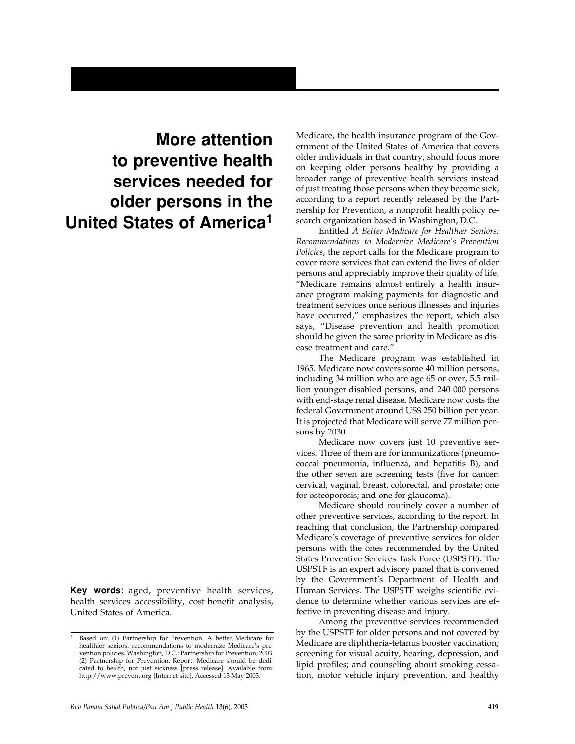# More attention to preventive health services needed for older persons in the United States of America[1]

**Key words:** aged, preventive health services, health services accessibility, cost-benefit analysis, United States of America.

Medicare, the health insurance program of the Government of the United States of America that covers older individuals in that country, should focus more on keeping older persons healthy by providing a broader range of preventive health services instead of just treating those persons when they become sick, according to a report recently released by the Partnership for Prevention, a nonprofit health policy research organization based in Washington, D.C.

Entitled *A Better Medicare for Healthier Seniors: Recommendations to Modernize Medicare's Prevention Policies*, the report calls for the Medicare program to cover more services that can extend the lives of older persons and appreciably improve their quality of life. "Medicare remains almost entirely a health insurance program making payments for diagnostic and treatment services once serious illnesses and injuries have occurred," emphasizes the report, which also says, "Disease prevention and health promotion should be given the same priority in Medicare as disease treatment and care."

The Medicare program was established in 1965. Medicare now covers some 40 million persons, including 34 million who are age 65 or over, 5.5 million younger disabled persons, and 240 000 persons with end-stage renal disease. Medicare now costs the federal Government around US$ 250 billion per year. It is projected that Medicare will serve 77 million persons by 2030.

Medicare now covers just 10 preventive services. Three of them are for immunizations (pneumococcal pneumonia, influenza, and hepatitis B), and the other seven are screening tests (five for cancer: cervical, vaginal, breast, colorectal, and prostate; one for osteoporosis; and one for glaucoma).

Medicare should routinely cover a number of other preventive services, according to the report. In reaching that conclusion, the Partnership compared Medicare's coverage of preventive services for older persons with the ones recommended by the United States Preventive Services Task Force (USPSTF). The USPSTF is an expert advisory panel that is convened by the Government's Department of Health and Human Services. The USPSTF weighs scientific evidence to determine whether various services are effective in preventing disease and injury.

Among the preventive services recommended by the USPSTF for older persons and not covered by Medicare are diphtheria-tetanus booster vaccination; screening for visual acuity, hearing, depression, and lipid profiles; and counseling about smoking cessation, motor vehicle injury prevention, and healthy

---

[1] Based on: (1) Partnership for Prevention. A better Medicare for healthier seniors: recommendations to modernize Medicare's prevention policies. Washington, D.C.: Partnership for Prevention; 2003. (2) Partnership for Prevention. Report: Medicare should be dedicated to health, not just sickness [press release]. Available from: http://www.prevent.org [Internet site]. Accessed 13 May 2003.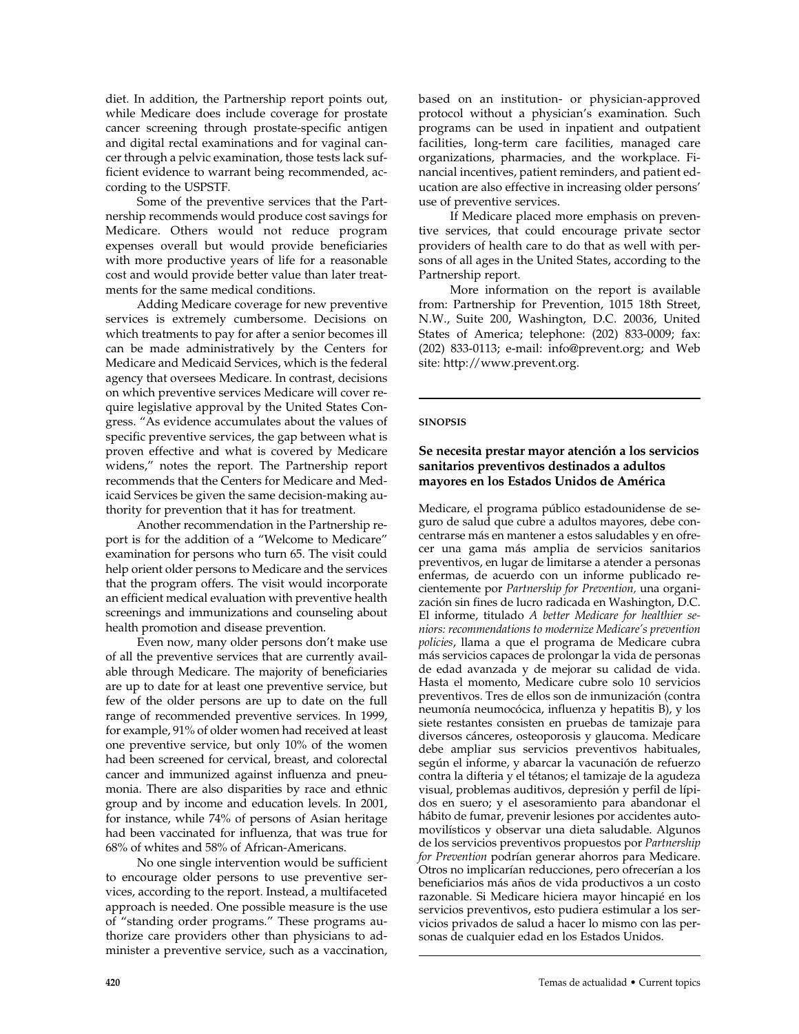diet. In addition, the Partnership report points out, while Medicare does include coverage for prostate cancer screening through prostate-specific antigen and digital rectal examinations and for vaginal cancer through a pelvic examination, those tests lack sufficient evidence to warrant being recommended, according to the USPSTF.

Some of the preventive services that the Partnership recommends would produce cost savings for Medicare. Others would not reduce program expenses overall but would provide beneficiaries with more productive years of life for a reasonable cost and would provide better value than later treatments for the same medical conditions.

Adding Medicare coverage for new preventive services is extremely cumbersome. Decisions on which treatments to pay for after a senior becomes ill can be made administratively by the Centers for Medicare and Medicaid Services, which is the federal agency that oversees Medicare. In contrast, decisions on which preventive services Medicare will cover require legislative approval by the United States Congress. "As evidence accumulates about the values of specific preventive services, the gap between what is proven effective and what is covered by Medicare widens," notes the report. The Partnership report recommends that the Centers for Medicare and Medicaid Services be given the same decision-making authority for prevention that it has for treatment.

Another recommendation in the Partnership report is for the addition of a "Welcome to Medicare" examination for persons who turn 65. The visit could help orient older persons to Medicare and the services that the program offers. The visit would incorporate an efficient medical evaluation with preventive health screenings and immunizations and counseling about health promotion and disease prevention.

Even now, many older persons don't make use of all the preventive services that are currently available through Medicare. The majority of beneficiaries are up to date for at least one preventive service, but few of the older persons are up to date on the full range of recommended preventive services. In 1999, for example, 91% of older women had received at least one preventive service, but only 10% of the women had been screened for cervical, breast, and colorectal cancer and immunized against influenza and pneumonia. There are also disparities by race and ethnic group and by income and education levels. In 2001, for instance, while 74% of persons of Asian heritage had been vaccinated for influenza, that was true for 68% of whites and 58% of African-Americans.

No one single intervention would be sufficient to encourage older persons to use preventive services, according to the report. Instead, a multifaceted approach is needed. One possible measure is the use of "standing order programs." These programs authorize care providers other than physicians to administer a preventive service, such as a vaccination, based on an institution- or physician-approved protocol without a physician's examination. Such programs can be used in inpatient and outpatient facilities, long-term care facilities, managed care organizations, pharmacies, and the workplace. Financial incentives, patient reminders, and patient education are also effective in increasing older persons' use of preventive services.

If Medicare placed more emphasis on preventive services, that could encourage private sector providers of health care to do that as well with persons of all ages in the United States, according to the Partnership report.

More information on the report is available from: Partnership for Prevention, 1015 18th Street, N.W., Suite 200, Washington, D.C. 20036, United States of America; telephone: (202) 833-0009; fax: (202) 833-0113; e-mail: info@prevent.org; and Web site: http://www.prevent.org.

---

**SINOPSIS**

### Se necesita prestar mayor atención a los servicios sanitarios preventivos destinados a adultos mayores en los Estados Unidos de América

Medicare, el programa público estadounidense de seguro de salud que cubre a adultos mayores, debe concentrarse más en mantener a estos saludables y en ofrecer una gama más amplia de servicios sanitarios preventivos, en lugar de limitarse a atender a personas enfermas, de acuerdo con un informe publicado recientemente por *Partnership for Prevention,* una organización sin fines de lucro radicada en Washington, D.C. El informe, titulado *A better Medicare for healthier seniors: recommendations to modernize Medicare's prevention policies*, llama a que el programa de Medicare cubra más servicios capaces de prolongar la vida de personas de edad avanzada y de mejorar su calidad de vida. Hasta el momento, Medicare cubre solo 10 servicios preventivos. Tres de ellos son de inmunización (contra neumonía neumocócica, influenza y hepatitis B), y los siete restantes consisten en pruebas de tamizaje para diversos cánceres, osteoporosis y glaucoma. Medicare debe ampliar sus servicios preventivos habituales, según el informe, y abarcar la vacunación de refuerzo contra la difteria y el tétanos; el tamizaje de la agudeza visual, problemas auditivos, depresión y perfil de lípidos en suero; y el asesoramiento para abandonar el hábito de fumar, prevenir lesiones por accidentes automovilísticos y observar una dieta saludable. Algunos de los servicios preventivos propuestos por *Partnership for Prevention* podrían generar ahorros para Medicare. Otros no implicarían reducciones, pero ofrecerían a los beneficiarios más años de vida productivos a un costo razonable. Si Medicare hiciera mayor hincapié en los servicios preventivos, esto pudiera estimular a los servicios privados de salud a hacer lo mismo con las personas de cualquier edad en los Estados Unidos.

---